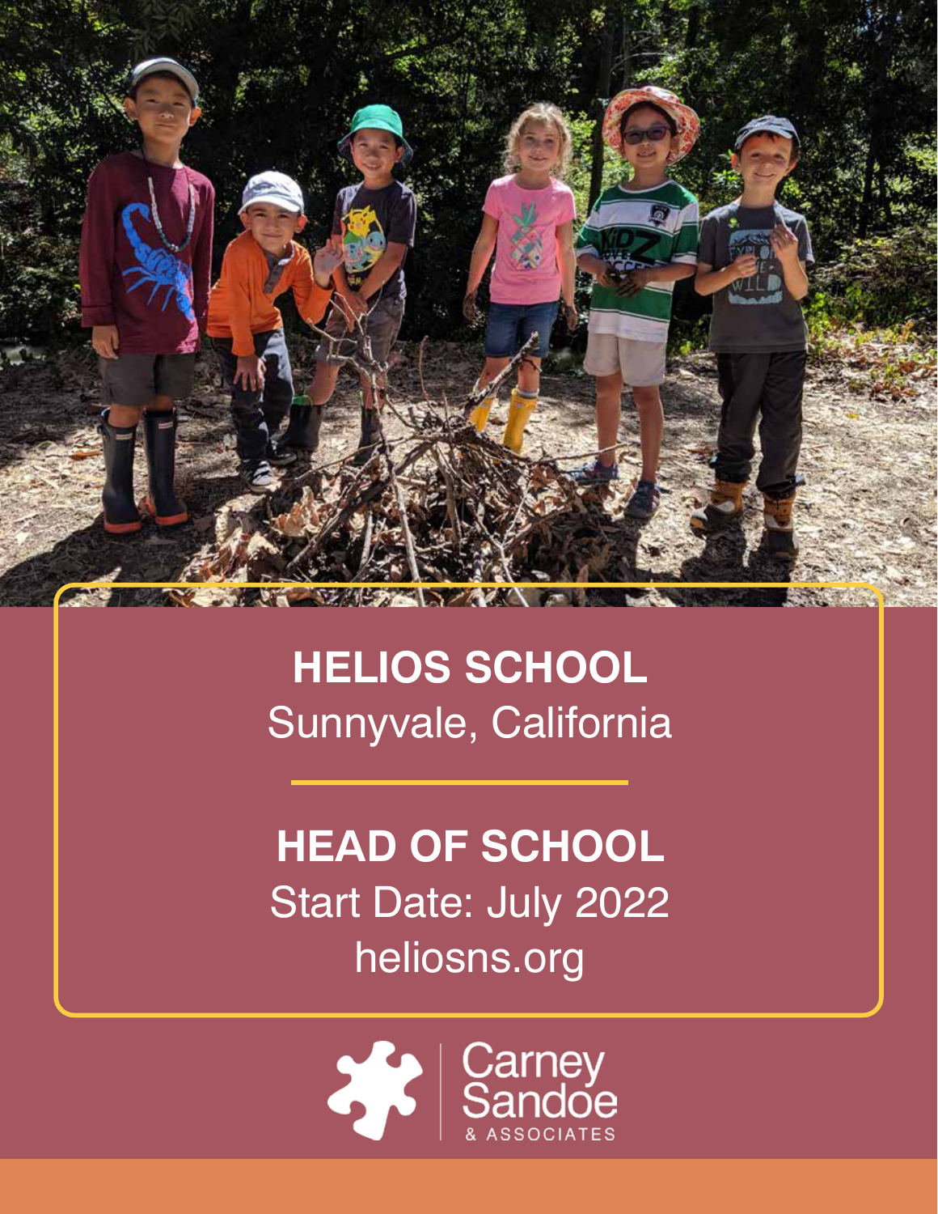# HELIOS SCHOOL

Sunnyvale, California

## HEAD OF SCHOOL

Start Date: July 2022

heliosns.org

Carney Sandoe & Associates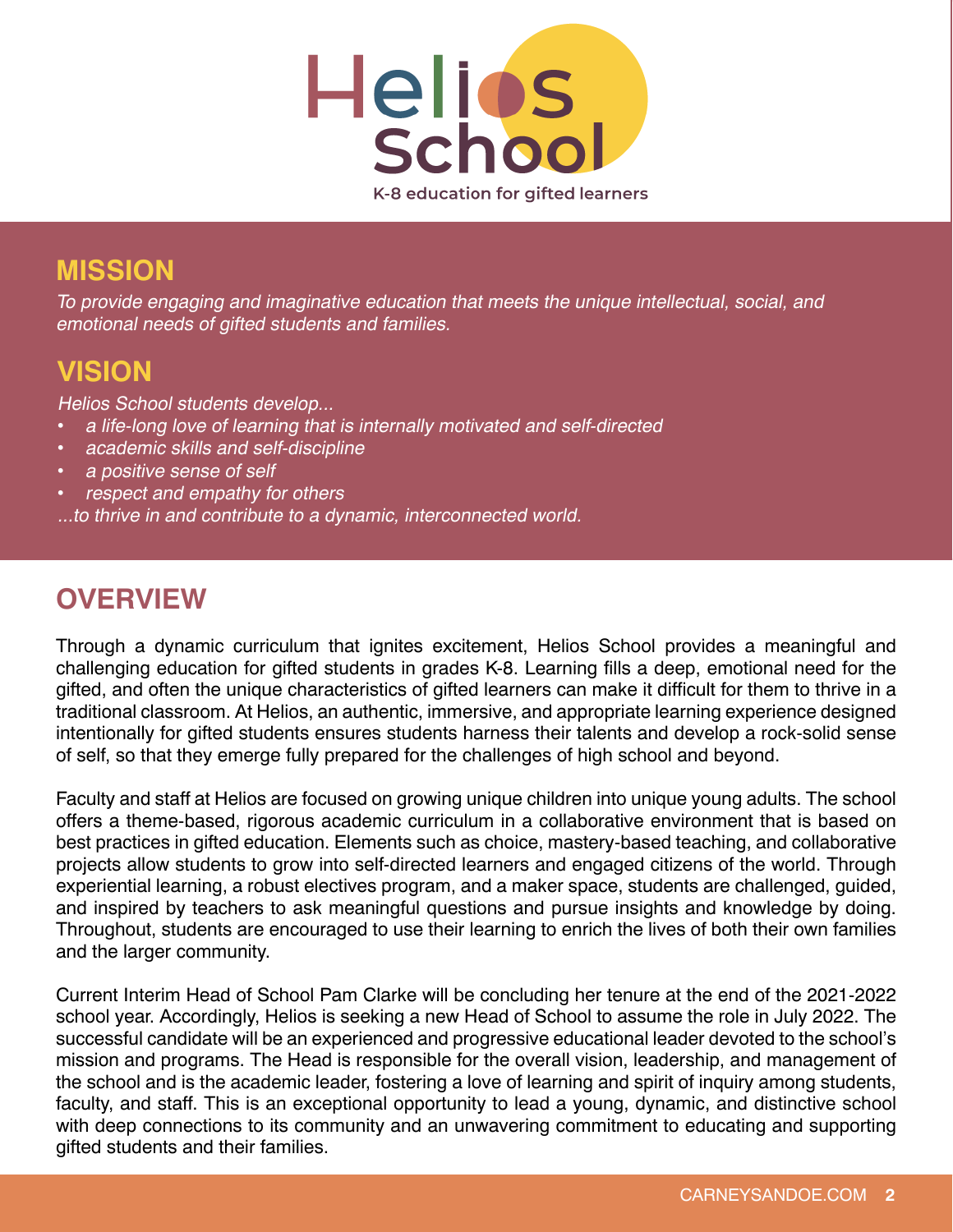Helios School

K-8 education for gifted learners

## MISSION

*To provide engaging and imaginative education that meets the unique intellectual, social, and emotional needs of gifted students and families.*

## VISION

*Helios School students develop...*

- *a life-long love of learning that is internally motivated and self-directed*
- *academic skills and self-discipline*
- *a positive sense of self*
- *respect and empathy for others*

*...to thrive in and contribute to a dynamic, interconnected world.*

## OVERVIEW

Through a dynamic curriculum that ignites excitement, Helios School provides a meaningful and challenging education for gifted students in grades K-8. Learning fills a deep, emotional need for the gifted, and often the unique characteristics of gifted learners can make it difficult for them to thrive in a traditional classroom. At Helios, an authentic, immersive, and appropriate learning experience designed intentionally for gifted students ensures students harness their talents and develop a rock-solid sense of self, so that they emerge fully prepared for the challenges of high school and beyond.

Faculty and staff at Helios are focused on growing unique children into unique young adults. The school offers a theme-based, rigorous academic curriculum in a collaborative environment that is based on best practices in gifted education. Elements such as choice, mastery-based teaching, and collaborative projects allow students to grow into self-directed learners and engaged citizens of the world. Through experiential learning, a robust electives program, and a maker space, students are challenged, guided, and inspired by teachers to ask meaningful questions and pursue insights and knowledge by doing. Throughout, students are encouraged to use their learning to enrich the lives of both their own families and the larger community.

Current Interim Head of School Pam Clarke will be concluding her tenure at the end of the 2021-2022 school year. Accordingly, Helios is seeking a new Head of School to assume the role in July 2022. The successful candidate will be an experienced and progressive educational leader devoted to the school's mission and programs. The Head is responsible for the overall vision, leadership, and management of the school and is the academic leader, fostering a love of learning and spirit of inquiry among students, faculty, and staff. This is an exceptional opportunity to lead a young, dynamic, and distinctive school with deep connections to its community and an unwavering commitment to educating and supporting gifted students and their families.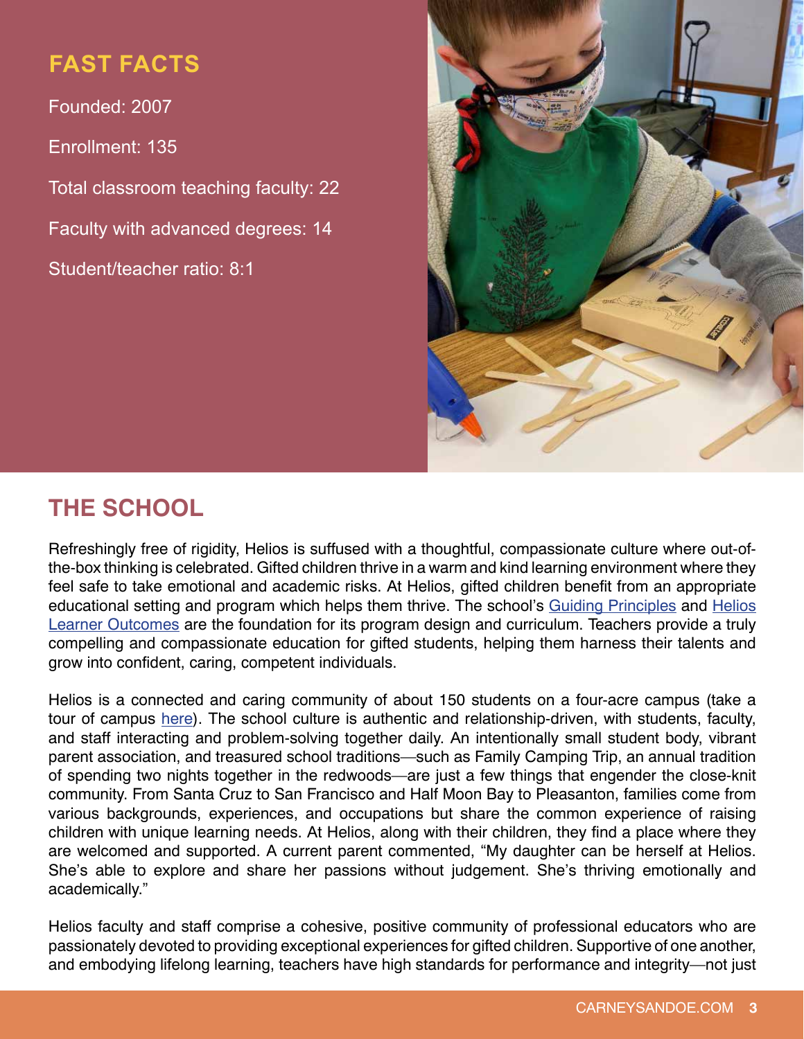## FAST FACTS

Founded: 2007

Enrollment: 135

Total classroom teaching faculty: 22

Faculty with advanced degrees: 14

Student/teacher ratio: 8:1

## THE SCHOOL

Refreshingly free of rigidity, Helios is suffused with a thoughtful, compassionate culture where out-of-the-box thinking is celebrated. Gifted children thrive in a warm and kind learning environment where they feel safe to take emotional and academic risks. At Helios, gifted children benefit from an appropriate educational setting and program which helps them thrive. The school's Guiding Principles and Helios Learner Outcomes are the foundation for its program design and curriculum. Teachers provide a truly compelling and compassionate education for gifted students, helping them harness their talents and grow into confident, caring, competent individuals.

Helios is a connected and caring community of about 150 students on a four-acre campus (take a tour of campus here). The school culture is authentic and relationship-driven, with students, faculty, and staff interacting and problem-solving together daily. An intentionally small student body, vibrant parent association, and treasured school traditions—such as Family Camping Trip, an annual tradition of spending two nights together in the redwoods—are just a few things that engender the close-knit community. From Santa Cruz to San Francisco and Half Moon Bay to Pleasanton, families come from various backgrounds, experiences, and occupations but share the common experience of raising children with unique learning needs. At Helios, along with their children, they find a place where they are welcomed and supported. A current parent commented, "My daughter can be herself at Helios. She's able to explore and share her passions without judgement. She's thriving emotionally and academically."

Helios faculty and staff comprise a cohesive, positive community of professional educators who are passionately devoted to providing exceptional experiences for gifted children. Supportive of one another, and embodying lifelong learning, teachers have high standards for performance and integrity—not just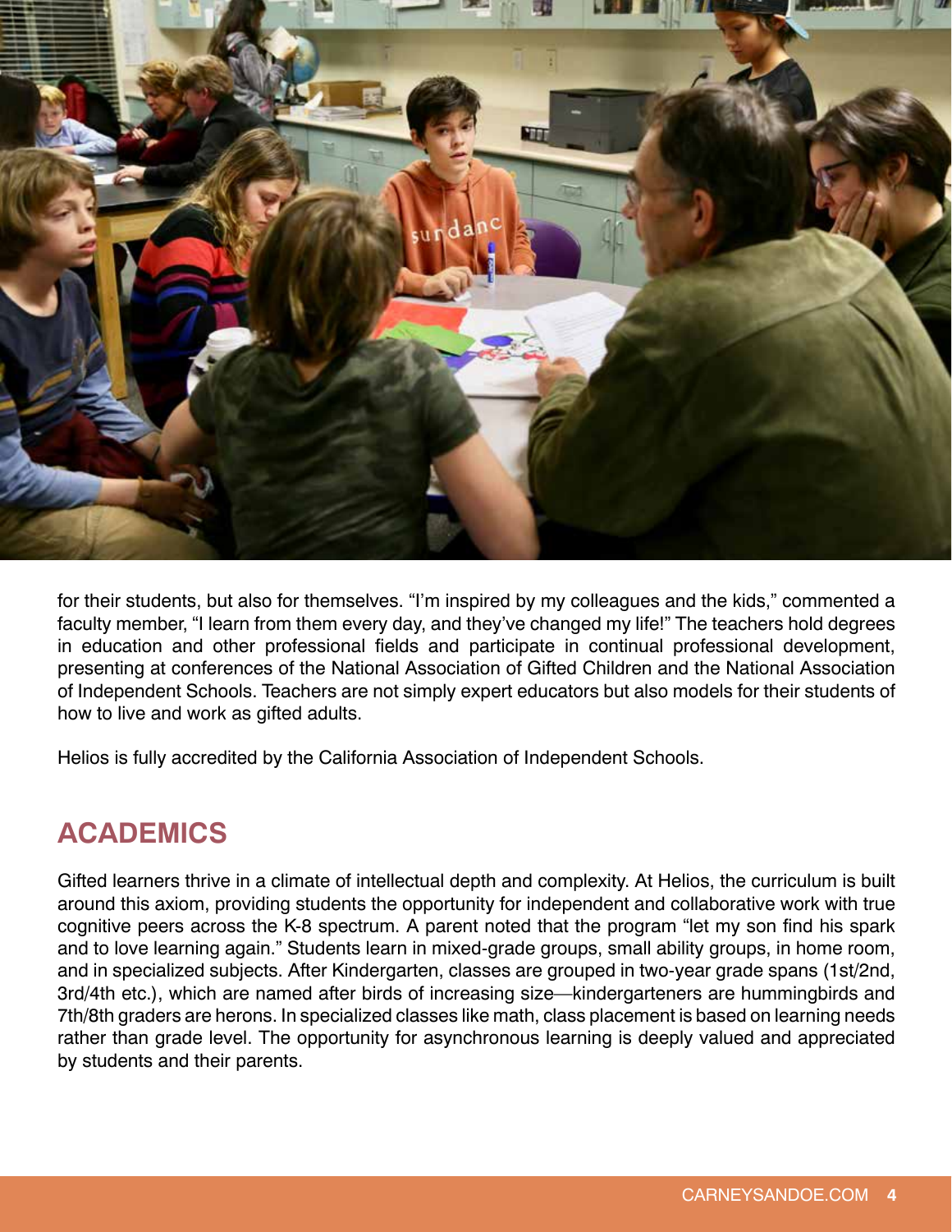for their students, but also for themselves. "I'm inspired by my colleagues and the kids," commented a faculty member, "I learn from them every day, and they've changed my life!" The teachers hold degrees in education and other professional fields and participate in continual professional development, presenting at conferences of the National Association of Gifted Children and the National Association of Independent Schools. Teachers are not simply expert educators but also models for their students of how to live and work as gifted adults.

Helios is fully accredited by the California Association of Independent Schools.

## ACADEMICS

Gifted learners thrive in a climate of intellectual depth and complexity. At Helios, the curriculum is built around this axiom, providing students the opportunity for independent and collaborative work with true cognitive peers across the K-8 spectrum. A parent noted that the program "let my son find his spark and to love learning again." Students learn in mixed-grade groups, small ability groups, in home room, and in specialized subjects. After Kindergarten, classes are grouped in two-year grade spans (1st/2nd, 3rd/4th etc.), which are named after birds of increasing size—kindergarteners are hummingbirds and 7th/8th graders are herons. In specialized classes like math, class placement is based on learning needs rather than grade level. The opportunity for asynchronous learning is deeply valued and appreciated by students and their parents.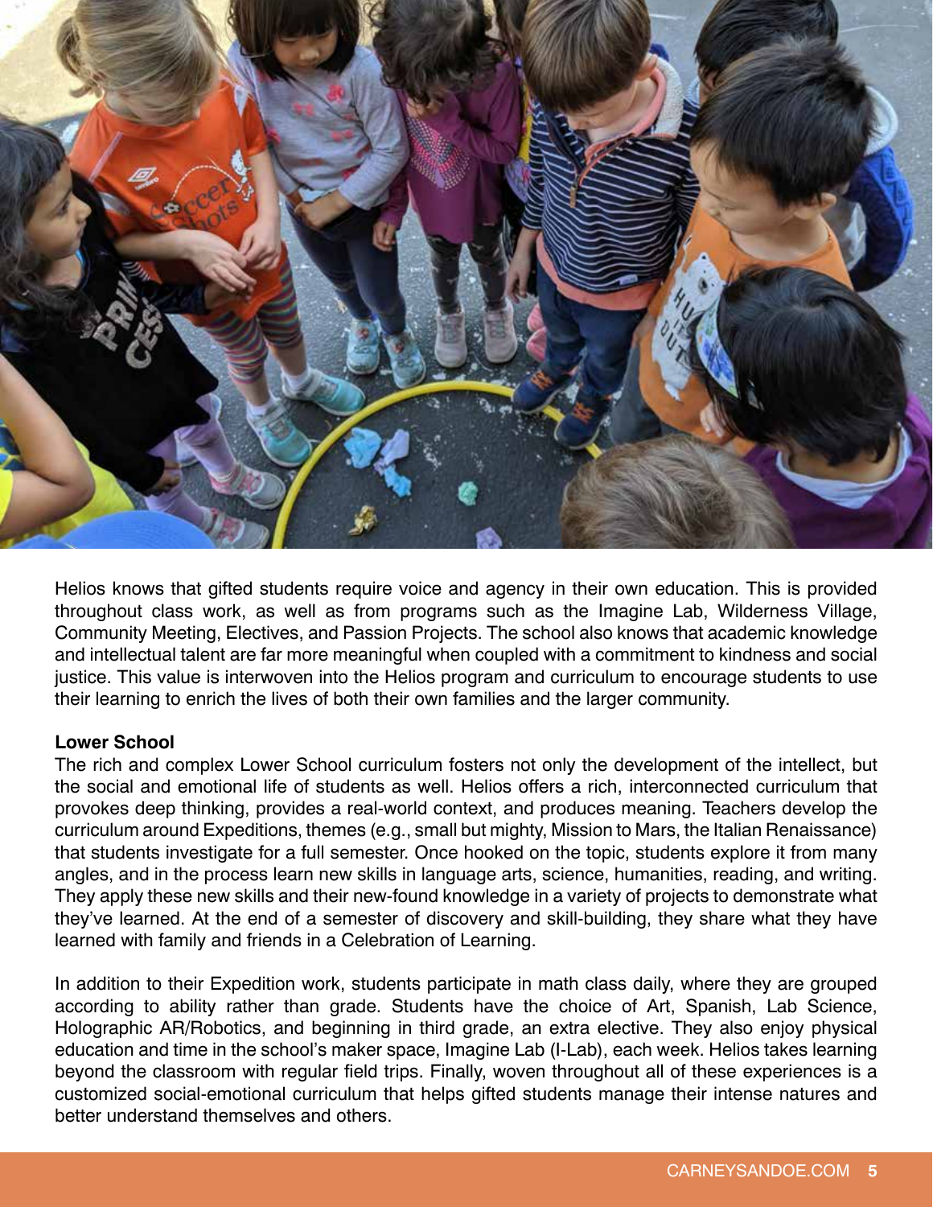Helios knows that gifted students require voice and agency in their own education. This is provided throughout class work, as well as from programs such as the Imagine Lab, Wilderness Village, Community Meeting, Electives, and Passion Projects. The school also knows that academic knowledge and intellectual talent are far more meaningful when coupled with a commitment to kindness and social justice. This value is interwoven into the Helios program and curriculum to encourage students to use their learning to enrich the lives of both their own families and the larger community.

**Lower School**

The rich and complex Lower School curriculum fosters not only the development of the intellect, but the social and emotional life of students as well. Helios offers a rich, interconnected curriculum that provokes deep thinking, provides a real-world context, and produces meaning. Teachers develop the curriculum around Expeditions, themes (e.g., small but mighty, Mission to Mars, the Italian Renaissance) that students investigate for a full semester. Once hooked on the topic, students explore it from many angles, and in the process learn new skills in language arts, science, humanities, reading, and writing. They apply these new skills and their new-found knowledge in a variety of projects to demonstrate what they've learned. At the end of a semester of discovery and skill-building, they share what they have learned with family and friends in a Celebration of Learning.

In addition to their Expedition work, students participate in math class daily, where they are grouped according to ability rather than grade. Students have the choice of Art, Spanish, Lab Science, Holographic AR/Robotics, and beginning in third grade, an extra elective. They also enjoy physical education and time in the school's maker space, Imagine Lab (I-Lab), each week. Helios takes learning beyond the classroom with regular field trips. Finally, woven throughout all of these experiences is a customized social-emotional curriculum that helps gifted students manage their intense natures and better understand themselves and others.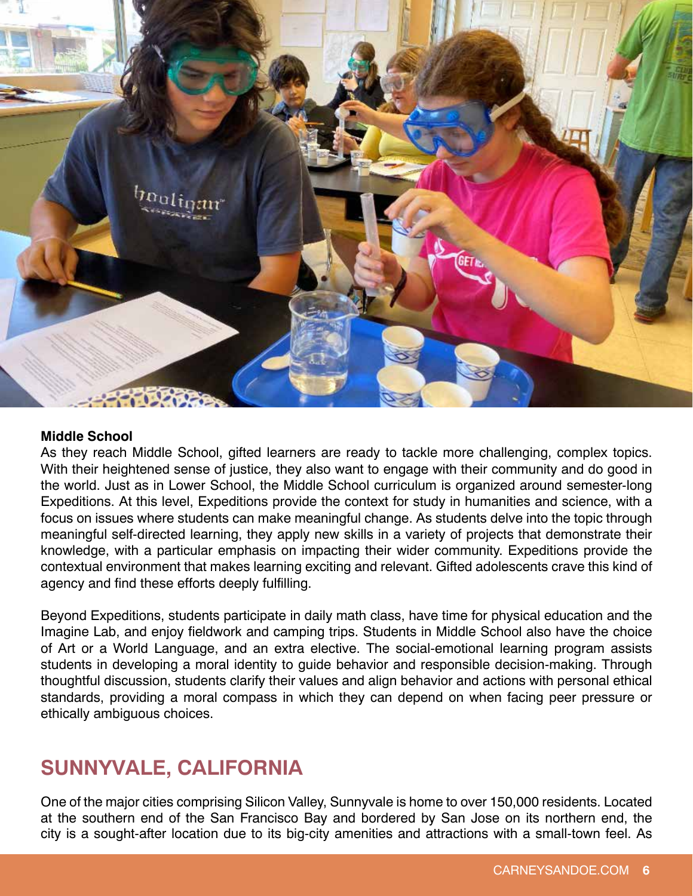**Middle School**

As they reach Middle School, gifted learners are ready to tackle more challenging, complex topics. With their heightened sense of justice, they also want to engage with their community and do good in the world. Just as in Lower School, the Middle School curriculum is organized around semester-long Expeditions. At this level, Expeditions provide the context for study in humanities and science, with a focus on issues where students can make meaningful change. As students delve into the topic through meaningful self-directed learning, they apply new skills in a variety of projects that demonstrate their knowledge, with a particular emphasis on impacting their wider community. Expeditions provide the contextual environment that makes learning exciting and relevant. Gifted adolescents crave this kind of agency and find these efforts deeply fulfilling.

Beyond Expeditions, students participate in daily math class, have time for physical education and the Imagine Lab, and enjoy fieldwork and camping trips. Students in Middle School also have the choice of Art or a World Language, and an extra elective. The social-emotional learning program assists students in developing a moral identity to guide behavior and responsible decision-making. Through thoughtful discussion, students clarify their values and align behavior and actions with personal ethical standards, providing a moral compass in which they can depend on when facing peer pressure or ethically ambiguous choices.

## SUNNYVALE, CALIFORNIA

One of the major cities comprising Silicon Valley, Sunnyvale is home to over 150,000 residents. Located at the southern end of the San Francisco Bay and bordered by San Jose on its northern end, the city is a sought-after location due to its big-city amenities and attractions with a small-town feel. As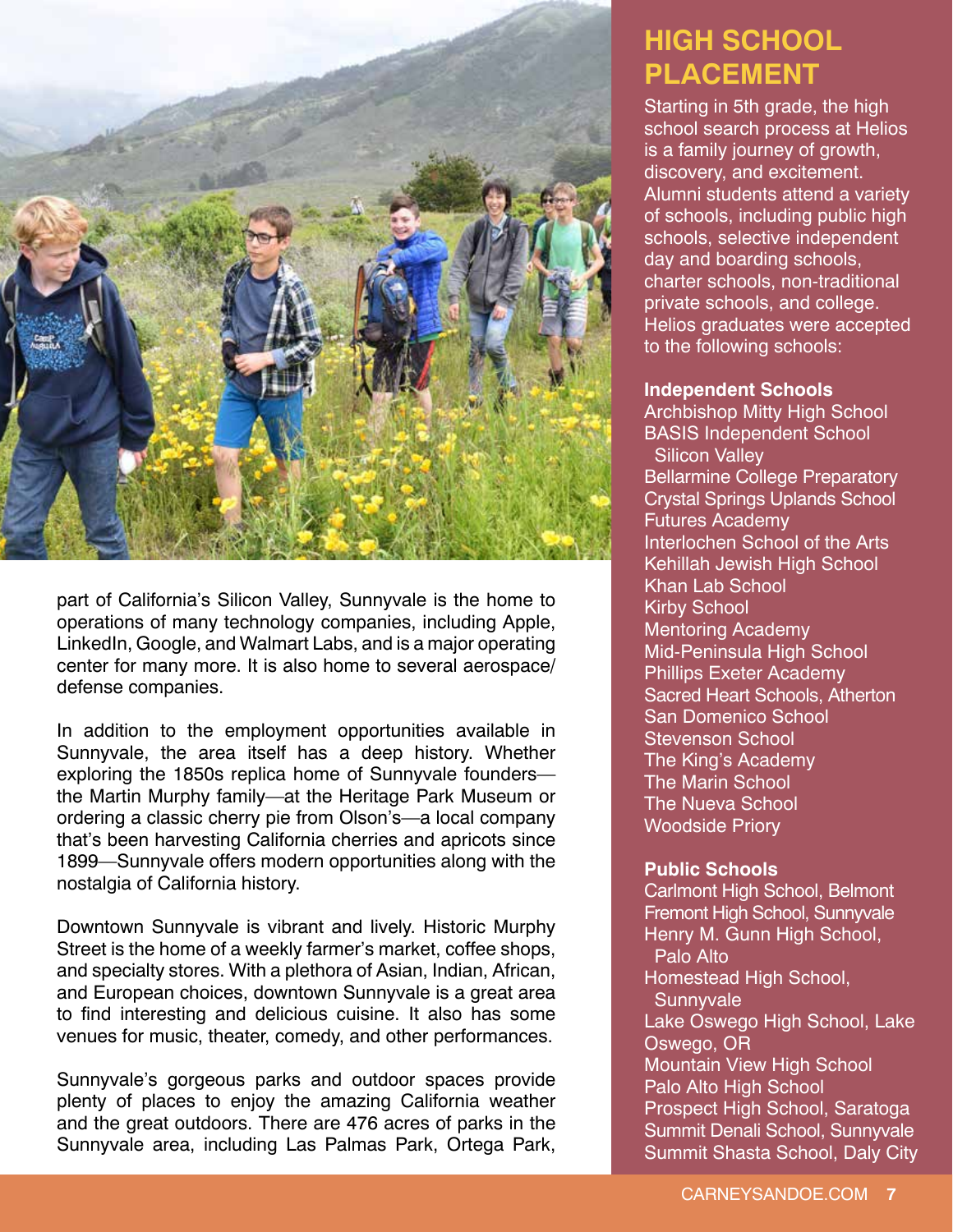part of California's Silicon Valley, Sunnyvale is the home to operations of many technology companies, including Apple, LinkedIn, Google, and Walmart Labs, and is a major operating center for many more. It is also home to several aerospace/defense companies.

In addition to the employment opportunities available in Sunnyvale, the area itself has a deep history. Whether exploring the 1850s replica home of Sunnyvale founders—the Martin Murphy family—at the Heritage Park Museum or ordering a classic cherry pie from Olson's—a local company that's been harvesting California cherries and apricots since 1899—Sunnyvale offers modern opportunities along with the nostalgia of California history.

Downtown Sunnyvale is vibrant and lively. Historic Murphy Street is the home of a weekly farmer's market, coffee shops, and specialty stores. With a plethora of Asian, Indian, African, and European choices, downtown Sunnyvale is a great area to find interesting and delicious cuisine. It also has some venues for music, theater, comedy, and other performances.

Sunnyvale's gorgeous parks and outdoor spaces provide plenty of places to enjoy the amazing California weather and the great outdoors. There are 476 acres of parks in the Sunnyvale area, including Las Palmas Park, Ortega Park,

## HIGH SCHOOL PLACEMENT

Starting in 5th grade, the high school search process at Helios is a family journey of growth, discovery, and excitement. Alumni students attend a variety of schools, including public high schools, selective independent day and boarding schools, charter schools, non-traditional private schools, and college. Helios graduates were accepted to the following schools:

**Independent Schools**

Archbishop Mitty High School
BASIS Independent School Silicon Valley
Bellarmine College Preparatory
Crystal Springs Uplands School
Futures Academy
Interlochen School of the Arts
Kehillah Jewish High School
Khan Lab School
Kirby School
Mentoring Academy
Mid-Peninsula High School
Phillips Exeter Academy
Sacred Heart Schools, Atherton
San Domenico School
Stevenson School
The King's Academy
The Marin School
The Nueva School
Woodside Priory

**Public Schools**

Carlmont High School, Belmont
Fremont High School, Sunnyvale
Henry M. Gunn High School, Palo Alto
Homestead High School, Sunnyvale
Lake Oswego High School, Lake Oswego, OR
Mountain View High School
Palo Alto High School
Prospect High School, Saratoga
Summit Denali School, Sunnyvale
Summit Shasta School, Daly City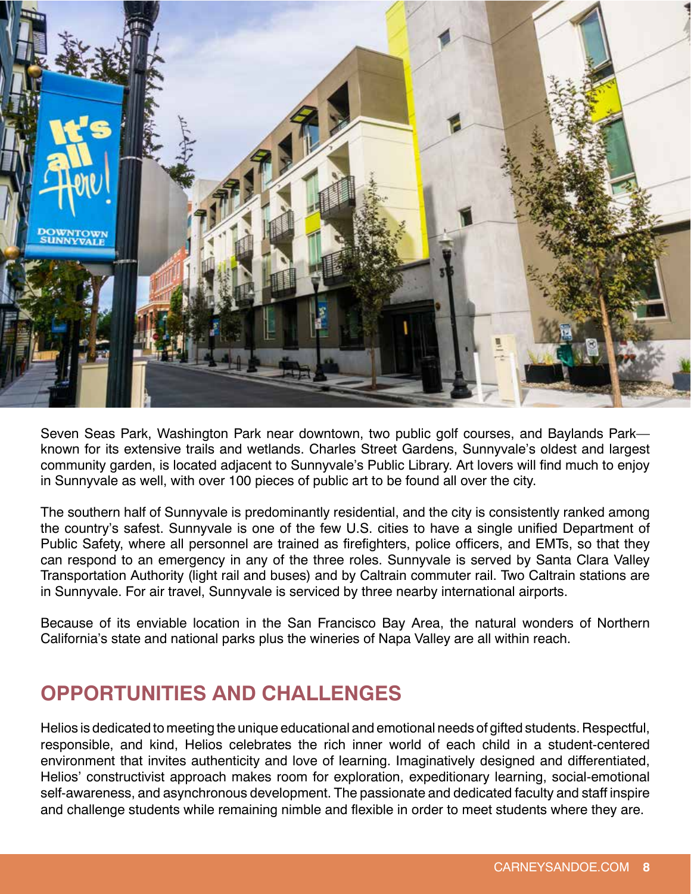Seven Seas Park, Washington Park near downtown, two public golf courses, and Baylands Park—known for its extensive trails and wetlands. Charles Street Gardens, Sunnyvale's oldest and largest community garden, is located adjacent to Sunnyvale's Public Library. Art lovers will find much to enjoy in Sunnyvale as well, with over 100 pieces of public art to be found all over the city.

The southern half of Sunnyvale is predominantly residential, and the city is consistently ranked among the country's safest. Sunnyvale is one of the few U.S. cities to have a single unified Department of Public Safety, where all personnel are trained as firefighters, police officers, and EMTs, so that they can respond to an emergency in any of the three roles. Sunnyvale is served by Santa Clara Valley Transportation Authority (light rail and buses) and by Caltrain commuter rail. Two Caltrain stations are in Sunnyvale. For air travel, Sunnyvale is serviced by three nearby international airports.

Because of its enviable location in the San Francisco Bay Area, the natural wonders of Northern California's state and national parks plus the wineries of Napa Valley are all within reach.

## OPPORTUNITIES AND CHALLENGES

Helios is dedicated to meeting the unique educational and emotional needs of gifted students. Respectful, responsible, and kind, Helios celebrates the rich inner world of each child in a student-centered environment that invites authenticity and love of learning. Imaginatively designed and differentiated, Helios' constructivist approach makes room for exploration, expeditionary learning, social-emotional self-awareness, and asynchronous development. The passionate and dedicated faculty and staff inspire and challenge students while remaining nimble and flexible in order to meet students where they are.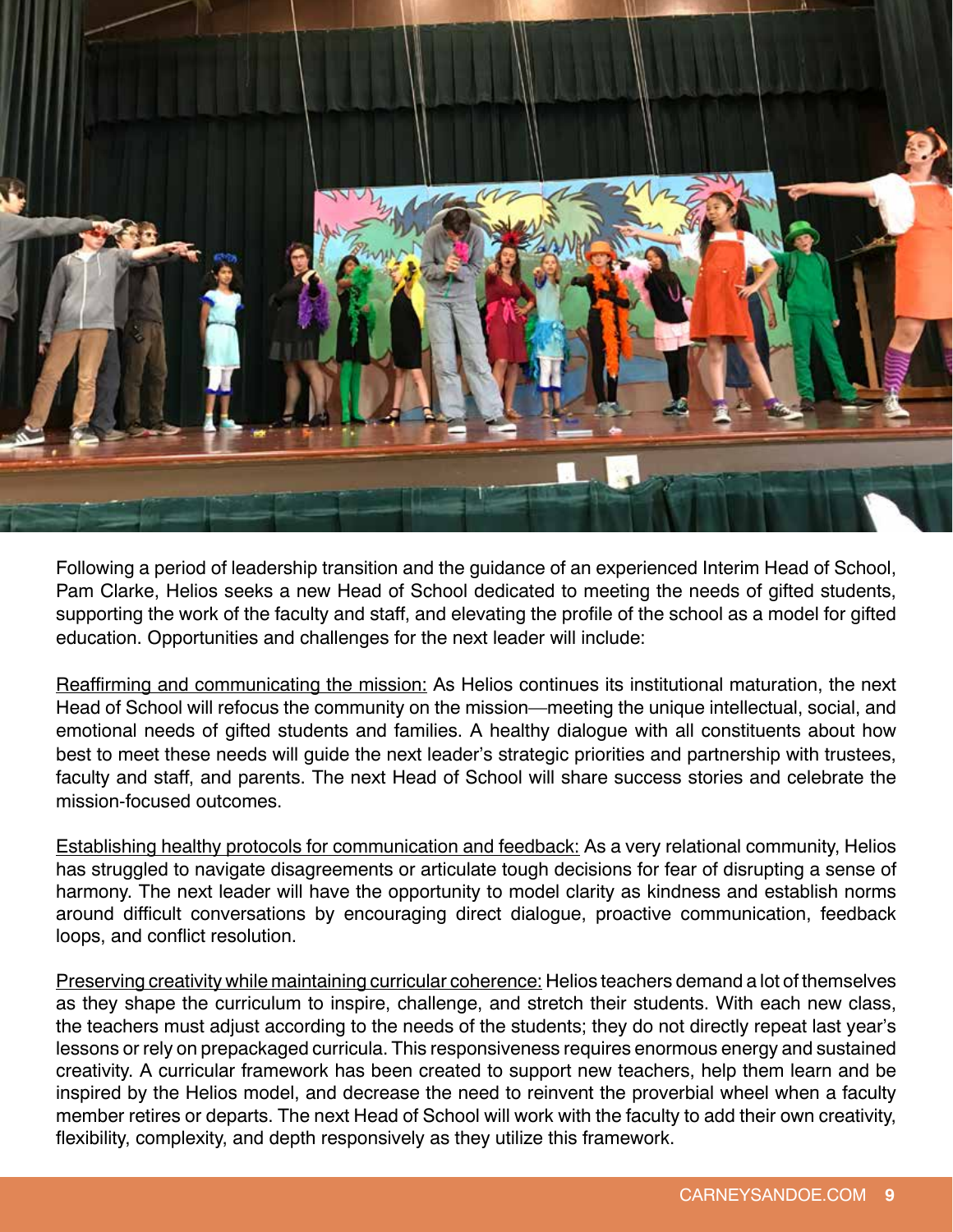Following a period of leadership transition and the guidance of an experienced Interim Head of School, Pam Clarke, Helios seeks a new Head of School dedicated to meeting the needs of gifted students, supporting the work of the faculty and staff, and elevating the profile of the school as a model for gifted education. Opportunities and challenges for the next leader will include:

Reaffirming and communicating the mission: As Helios continues its institutional maturation, the next Head of School will refocus the community on the mission—meeting the unique intellectual, social, and emotional needs of gifted students and families. A healthy dialogue with all constituents about how best to meet these needs will guide the next leader's strategic priorities and partnership with trustees, faculty and staff, and parents. The next Head of School will share success stories and celebrate the mission-focused outcomes.

Establishing healthy protocols for communication and feedback: As a very relational community, Helios has struggled to navigate disagreements or articulate tough decisions for fear of disrupting a sense of harmony. The next leader will have the opportunity to model clarity as kindness and establish norms around difficult conversations by encouraging direct dialogue, proactive communication, feedback loops, and conflict resolution.

Preserving creativity while maintaining curricular coherence: Helios teachers demand a lot of themselves as they shape the curriculum to inspire, challenge, and stretch their students. With each new class, the teachers must adjust according to the needs of the students; they do not directly repeat last year's lessons or rely on prepackaged curricula. This responsiveness requires enormous energy and sustained creativity. A curricular framework has been created to support new teachers, help them learn and be inspired by the Helios model, and decrease the need to reinvent the proverbial wheel when a faculty member retires or departs. The next Head of School will work with the faculty to add their own creativity, flexibility, complexity, and depth responsively as they utilize this framework.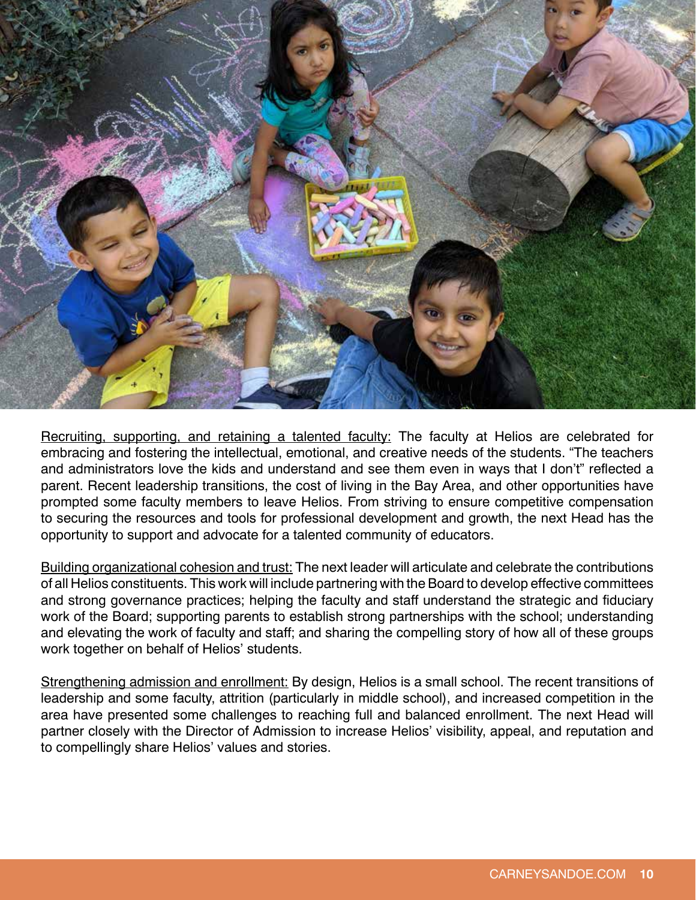Recruiting, supporting, and retaining a talented faculty: The faculty at Helios are celebrated for embracing and fostering the intellectual, emotional, and creative needs of the students. "The teachers and administrators love the kids and understand and see them even in ways that I don't" reflected a parent. Recent leadership transitions, the cost of living in the Bay Area, and other opportunities have prompted some faculty members to leave Helios. From striving to ensure competitive compensation to securing the resources and tools for professional development and growth, the next Head has the opportunity to support and advocate for a talented community of educators.

Building organizational cohesion and trust: The next leader will articulate and celebrate the contributions of all Helios constituents. This work will include partnering with the Board to develop effective committees and strong governance practices; helping the faculty and staff understand the strategic and fiduciary work of the Board; supporting parents to establish strong partnerships with the school; understanding and elevating the work of faculty and staff; and sharing the compelling story of how all of these groups work together on behalf of Helios' students.

Strengthening admission and enrollment: By design, Helios is a small school. The recent transitions of leadership and some faculty, attrition (particularly in middle school), and increased competition in the area have presented some challenges to reaching full and balanced enrollment. The next Head will partner closely with the Director of Admission to increase Helios' visibility, appeal, and reputation and to compellingly share Helios' values and stories.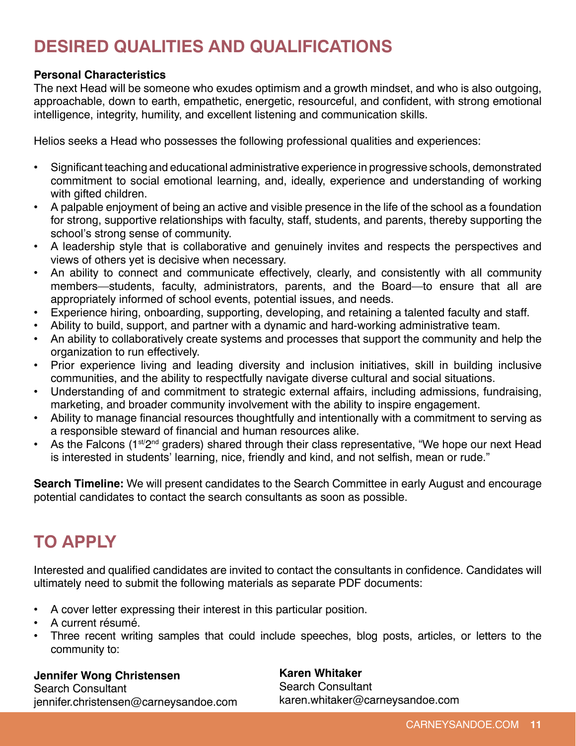## DESIRED QUALITIES AND QUALIFICATIONS

**Personal Characteristics**

The next Head will be someone who exudes optimism and a growth mindset, and who is also outgoing, approachable, down to earth, empathetic, energetic, resourceful, and confident, with strong emotional intelligence, integrity, humility, and excellent listening and communication skills.

Helios seeks a Head who possesses the following professional qualities and experiences:

- Significant teaching and educational administrative experience in progressive schools, demonstrated commitment to social emotional learning, and, ideally, experience and understanding of working with gifted children.
- A palpable enjoyment of being an active and visible presence in the life of the school as a foundation for strong, supportive relationships with faculty, staff, students, and parents, thereby supporting the school's strong sense of community.
- A leadership style that is collaborative and genuinely invites and respects the perspectives and views of others yet is decisive when necessary.
- An ability to connect and communicate effectively, clearly, and consistently with all community members—students, faculty, administrators, parents, and the Board—to ensure that all are appropriately informed of school events, potential issues, and needs.
- Experience hiring, onboarding, supporting, developing, and retaining a talented faculty and staff.
- Ability to build, support, and partner with a dynamic and hard-working administrative team.
- An ability to collaboratively create systems and processes that support the community and help the organization to run effectively.
- Prior experience living and leading diversity and inclusion initiatives, skill in building inclusive communities, and the ability to respectfully navigate diverse cultural and social situations.
- Understanding of and commitment to strategic external affairs, including admissions, fundraising, marketing, and broader community involvement with the ability to inspire engagement.
- Ability to manage financial resources thoughtfully and intentionally with a commitment to serving as a responsible steward of financial and human resources alike.
- As the Falcons (1st/2nd graders) shared through their class representative, "We hope our next Head is interested in students' learning, nice, friendly and kind, and not selfish, mean or rude."

**Search Timeline:** We will present candidates to the Search Committee in early August and encourage potential candidates to contact the search consultants as soon as possible.

## TO APPLY

Interested and qualified candidates are invited to contact the consultants in confidence. Candidates will ultimately need to submit the following materials as separate PDF documents:

- A cover letter expressing their interest in this particular position.
- A current résumé.
- Three recent writing samples that could include speeches, blog posts, articles, or letters to the community to:

**Jennifer Wong Christensen**
Search Consultant
jennifer.christensen@carneysandoe.com

**Karen Whitaker**
Search Consultant
karen.whitaker@carneysandoe.com